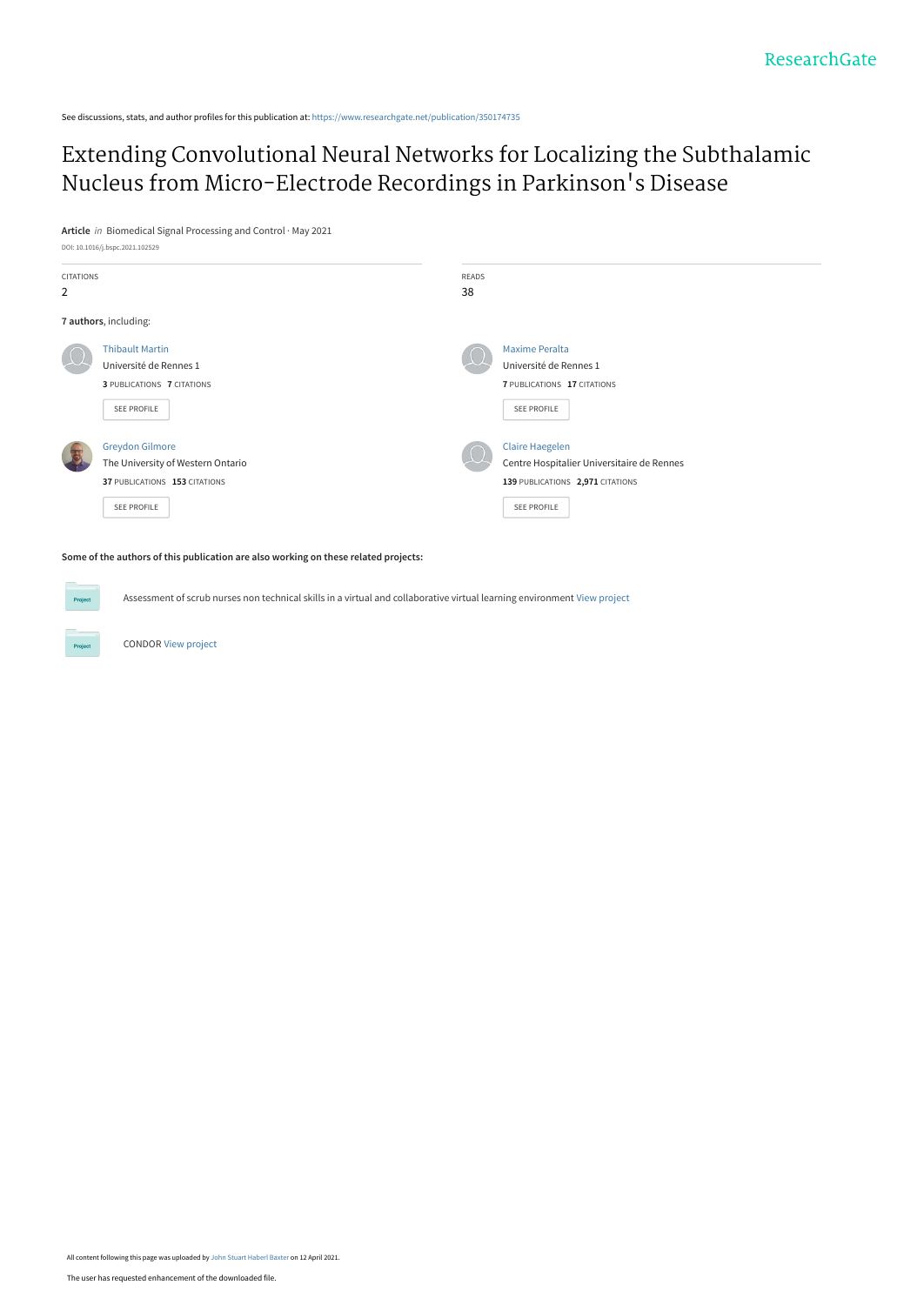ResearchGate

See discussions, stats, and author profiles for this publication at: https://www.researchgate.net/publication/350174735

# Extending Convolutional Neural Networks for Localizing the Subthalamic Nucleus from Micro-Electrode Recordings in Parkinson's Disease

**Article** *in* Biomedical Signal Processing and Control · May 2021

DOI: 10.1016/j.bspc.2021.102529

| CITATIONS | READS |
|---|---|
| 2 | 38 |

**7 authors**, including:

Thibault Martin
Université de Rennes 1
**3** PUBLICATIONS **7** CITATIONS
SEE PROFILE

Maxime Peralta
Université de Rennes 1
**7** PUBLICATIONS **17** CITATIONS
SEE PROFILE

Greydon Gilmore
The University of Western Ontario
**37** PUBLICATIONS **153** CITATIONS
SEE PROFILE

Claire Haegelen
Centre Hospitalier Universitaire de Rennes
**139** PUBLICATIONS **2,971** CITATIONS
SEE PROFILE

**Some of the authors of this publication are also working on these related projects:**

Project: Assessment of scrub nurses non technical skills in a virtual and collaborative virtual learning environment View project

Project: CONDOR View project

All content following this page was uploaded by John Stuart Haberl Baxter on 12 April 2021.

The user has requested enhancement of the downloaded file.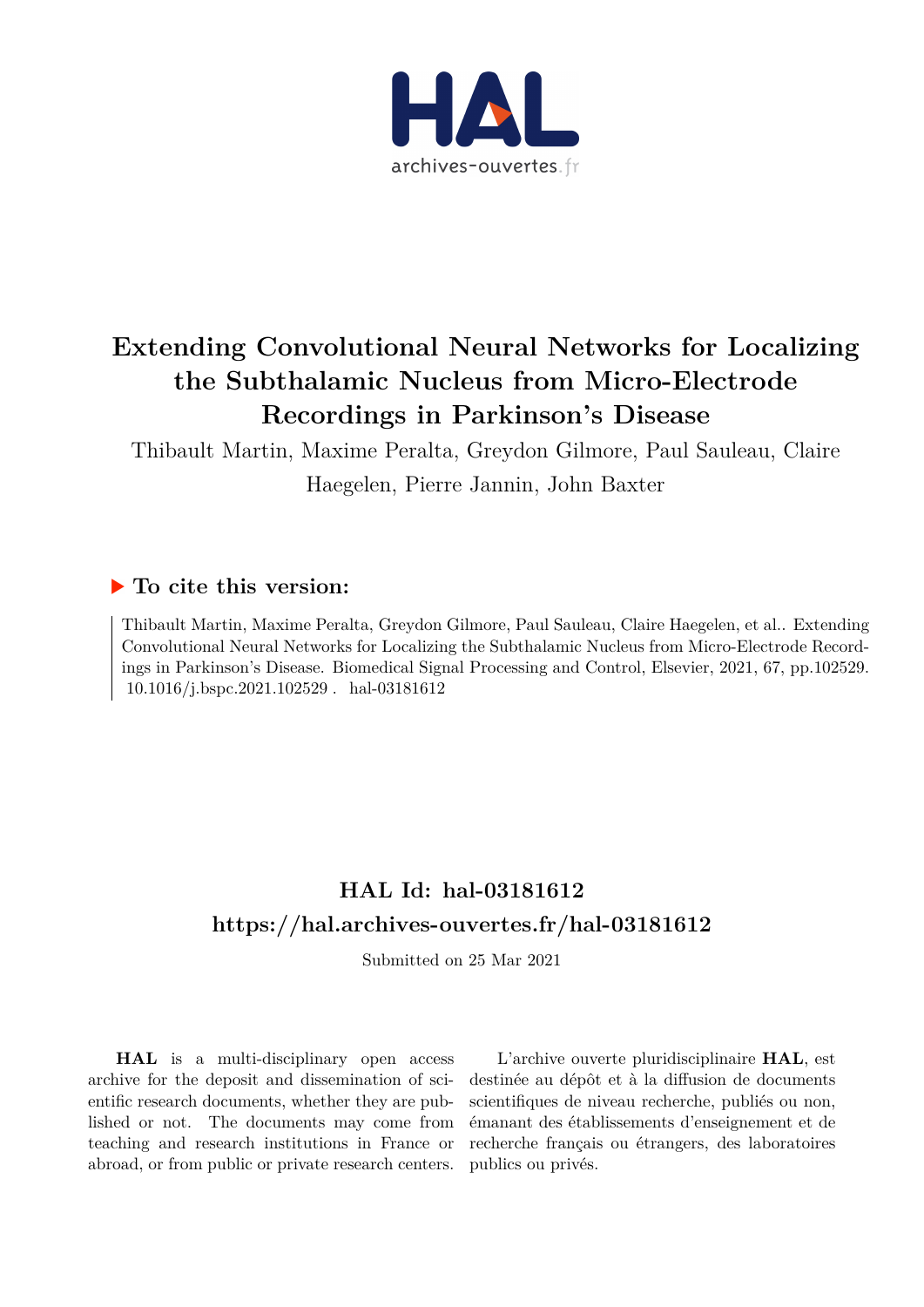# Extending Convolutional Neural Networks for Localizing the Subthalamic Nucleus from Micro-Electrode Recordings in Parkinson's Disease

Thibault Martin, Maxime Peralta, Greydon Gilmore, Paul Sauleau, Claire Haegelen, Pierre Jannin, John Baxter

## To cite this version:

Thibault Martin, Maxime Peralta, Greydon Gilmore, Paul Sauleau, Claire Haegelen, et al.. Extending Convolutional Neural Networks for Localizing the Subthalamic Nucleus from Micro-Electrode Recordings in Parkinson's Disease. Biomedical Signal Processing and Control, Elsevier, 2021, 67, pp.102529. 10.1016/j.bspc.2021.102529 . hal-03181612

## HAL Id: hal-03181612
## https://hal.archives-ouvertes.fr/hal-03181612

Submitted on 25 Mar 2021

**HAL** is a multi-disciplinary open access archive for the deposit and dissemination of scientific research documents, whether they are published or not. The documents may come from teaching and research institutions in France or abroad, or from public or private research centers.

L'archive ouverte pluridisciplinaire **HAL**, est destinée au dépôt et à la diffusion de documents scientifiques de niveau recherche, publiés ou non, émanant des établissements d'enseignement et de recherche français ou étrangers, des laboratoires publics ou privés.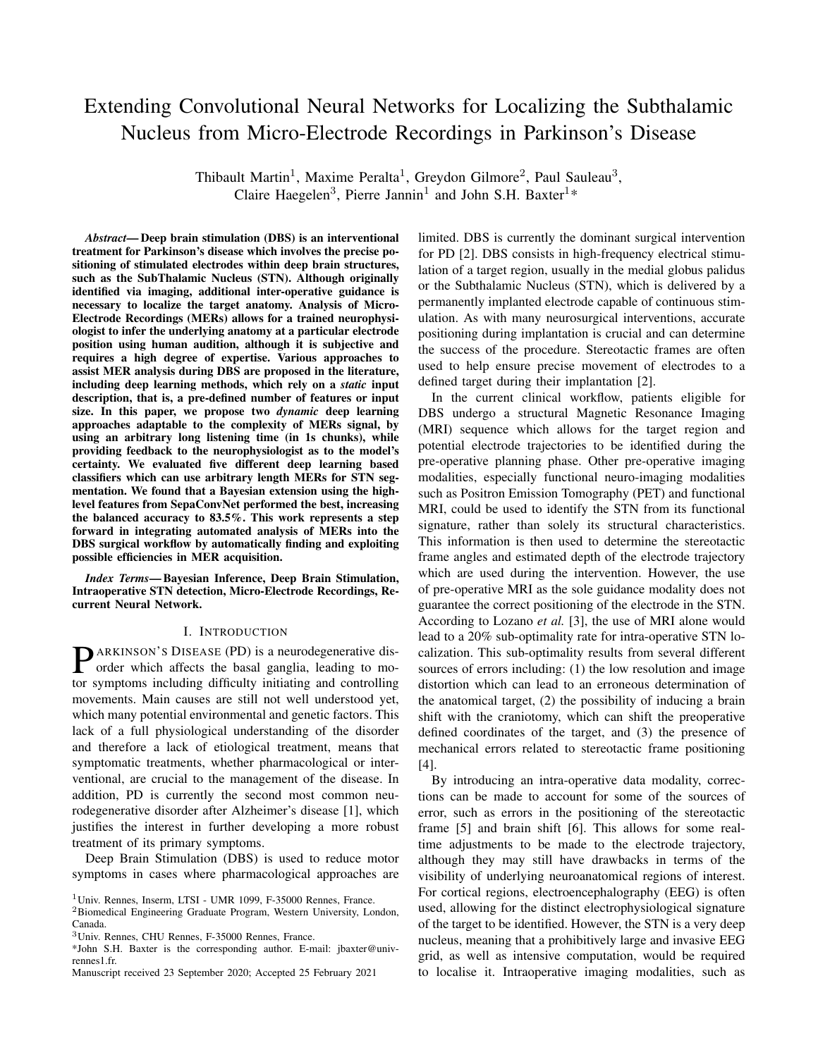# Extending Convolutional Neural Networks for Localizing the Subthalamic Nucleus from Micro-Electrode Recordings in Parkinson's Disease

Thibault Martin[1], Maxime Peralta[1], Greydon Gilmore[2], Paul Sauleau[3], Claire Haegelen[3], Pierre Jannin[1] and John S.H. Baxter[1]*

***Abstract*— Deep brain stimulation (DBS) is an interventional treatment for Parkinson's disease which involves the precise positioning of stimulated electrodes within deep brain structures, such as the SubThalamic Nucleus (STN). Although originally identified via imaging, additional inter-operative guidance is necessary to localize the target anatomy. Analysis of Micro-Electrode Recordings (MERs) allows for a trained neurophysiologist to infer the underlying anatomy at a particular electrode position using human audition, although it is subjective and requires a high degree of expertise. Various approaches to assist MER analysis during DBS are proposed in the literature, including deep learning methods, which rely on a *static* input description, that is, a pre-defined number of features or input size. In this paper, we propose two *dynamic* deep learning approaches adaptable to the complexity of MERs signal, by using an arbitrary long listening time (in 1s chunks), while providing feedback to the neurophysiologist as to the model's certainty. We evaluated five different deep learning based classifiers which can use arbitrary length MERs for STN segmentation. We found that a Bayesian extension using the high-level features from SepaConvNet performed the best, increasing the balanced accuracy to 83.5%. This work represents a step forward in integrating automated analysis of MERs into the DBS surgical workflow by automatically finding and exploiting possible efficiencies in MER acquisition.**

***Index Terms*— Bayesian Inference, Deep Brain Stimulation, Intraoperative STN detection, Micro-Electrode Recordings, Recurrent Neural Network.**

## I. Introduction

Parkinson's Disease (PD) is a neurodegenerative disorder which affects the basal ganglia, leading to motor symptoms including difficulty initiating and controlling movements. Main causes are still not well understood yet, which many potential environmental and genetic factors. This lack of a full physiological understanding of the disorder and therefore a lack of etiological treatment, means that symptomatic treatments, whether pharmacological or interventional, are crucial to the management of the disease. In addition, PD is currently the second most common neurodegenerative disorder after Alzheimer's disease [1], which justifies the interest in further developing a more robust treatment of its primary symptoms.

Deep Brain Stimulation (DBS) is used to reduce motor symptoms in cases where pharmacological approaches are limited. DBS is currently the dominant surgical intervention for PD [2]. DBS consists in high-frequency electrical stimulation of a target region, usually in the medial globus palidus or the Subthalamic Nucleus (STN), which is delivered by a permanently implanted electrode capable of continuous stimulation. As with many neurosurgical interventions, accurate positioning during implantation is crucial and can determine the success of the procedure. Stereotactic frames are often used to help ensure precise movement of electrodes to a defined target during their implantation [2].

In the current clinical workflow, patients eligible for DBS undergo a structural Magnetic Resonance Imaging (MRI) sequence which allows for the target region and potential electrode trajectories to be identified during the pre-operative planning phase. Other pre-operative imaging modalities, especially functional neuro-imaging modalities such as Positron Emission Tomography (PET) and functional MRI, could be used to identify the STN from its functional signature, rather than solely its structural characteristics. This information is then used to determine the stereotactic frame angles and estimated depth of the electrode trajectory which are used during the intervention. However, the use of pre-operative MRI as the sole guidance modality does not guarantee the correct positioning of the electrode in the STN. According to Lozano *et al.* [3], the use of MRI alone would lead to a 20% sub-optimality rate for intra-operative STN localization. This sub-optimality results from several different sources of errors including: (1) the low resolution and image distortion which can lead to an erroneous determination of the anatomical target, (2) the possibility of inducing a brain shift with the craniotomy, which can shift the preoperative defined coordinates of the target, and (3) the presence of mechanical errors related to stereotactic frame positioning [4].

By introducing an intra-operative data modality, corrections can be made to account for some of the sources of error, such as errors in the positioning of the stereotactic frame [5] and brain shift [6]. This allows for some real-time adjustments to be made to the electrode trajectory, although they may still have drawbacks in terms of the visibility of underlying neuroanatomical regions of interest. For cortical regions, electroencephalography (EEG) is often used, allowing for the distinct electrophysiological signature of the target to be identified. However, the STN is a very deep nucleus, meaning that a prohibitively large and invasive EEG grid, as well as intensive computation, would be required to localise it. Intraoperative imaging modalities, such as

[1]Univ. Rennes, Inserm, LTSI - UMR 1099, F-35000 Rennes, France.
[2]Biomedical Engineering Graduate Program, Western University, London, Canada.
[3]Univ. Rennes, CHU Rennes, F-35000 Rennes, France.
*John S.H. Baxter is the corresponding author. E-mail: jbaxter@univ-rennes1.fr.
Manuscript received 23 September 2020; Accepted 25 February 2021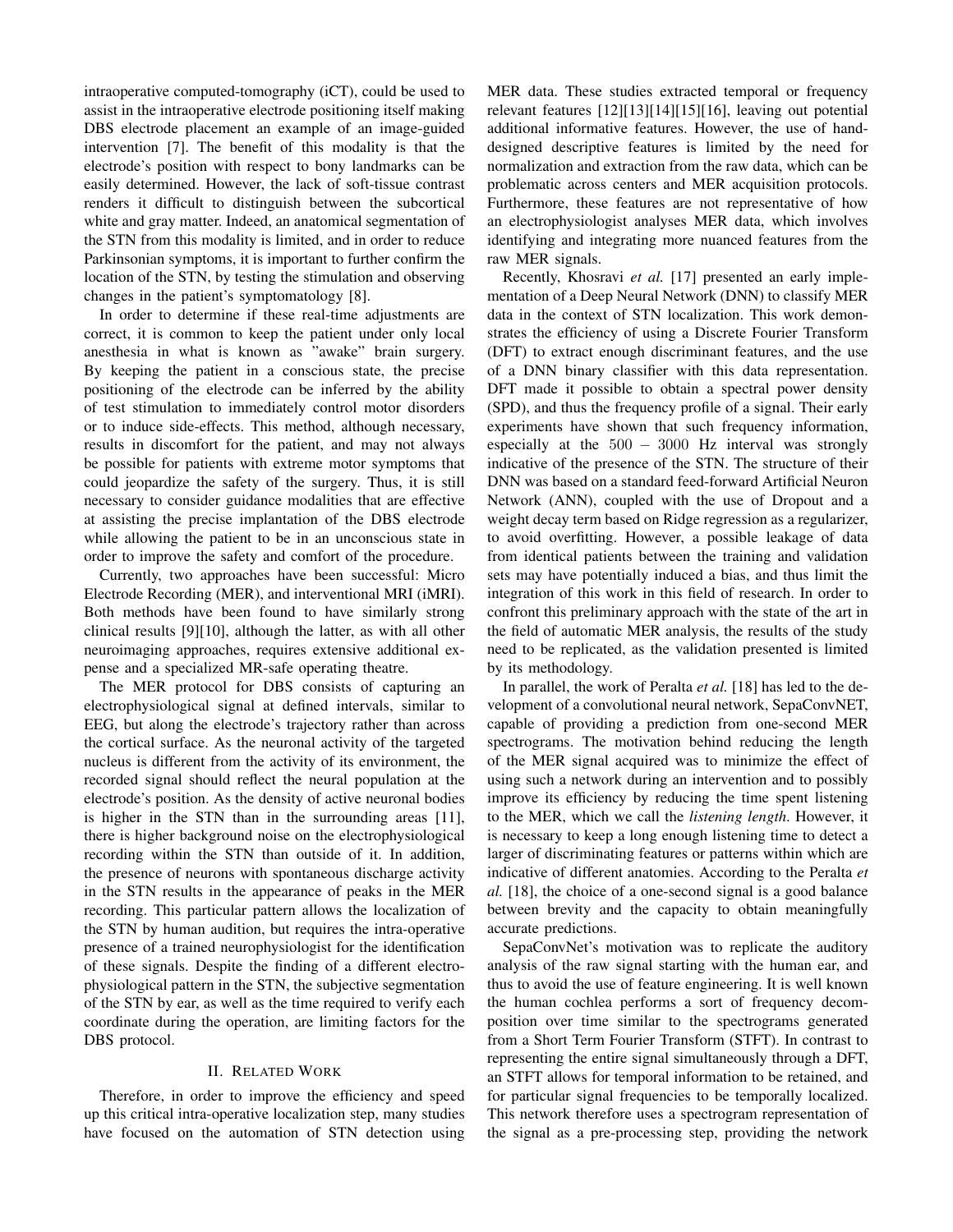intraoperative computed-tomography (iCT), could be used to assist in the intraoperative electrode positioning itself making DBS electrode placement an example of an image-guided intervention [7]. The benefit of this modality is that the electrode's position with respect to bony landmarks can be easily determined. However, the lack of soft-tissue contrast renders it difficult to distinguish between the subcortical white and gray matter. Indeed, an anatomical segmentation of the STN from this modality is limited, and in order to reduce Parkinsonian symptoms, it is important to further confirm the location of the STN, by testing the stimulation and observing changes in the patient's symptomatology [8].

In order to determine if these real-time adjustments are correct, it is common to keep the patient under only local anesthesia in what is known as "awake" brain surgery. By keeping the patient in a conscious state, the precise positioning of the electrode can be inferred by the ability of test stimulation to immediately control motor disorders or to induce side-effects. This method, although necessary, results in discomfort for the patient, and may not always be possible for patients with extreme motor symptoms that could jeopardize the safety of the surgery. Thus, it is still necessary to consider guidance modalities that are effective at assisting the precise implantation of the DBS electrode while allowing the patient to be in an unconscious state in order to improve the safety and comfort of the procedure.

Currently, two approaches have been successful: Micro Electrode Recording (MER), and interventional MRI (iMRI). Both methods have been found to have similarly strong clinical results [9][10], although the latter, as with all other neuroimaging approaches, requires extensive additional expense and a specialized MR-safe operating theatre.

The MER protocol for DBS consists of capturing an electrophysiological signal at defined intervals, similar to EEG, but along the electrode's trajectory rather than across the cortical surface. As the neuronal activity of the targeted nucleus is different from the activity of its environment, the recorded signal should reflect the neural population at the electrode's position. As the density of active neuronal bodies is higher in the STN than in the surrounding areas [11], there is higher background noise on the electrophysiological recording within the STN than outside of it. In addition, the presence of neurons with spontaneous discharge activity in the STN results in the appearance of peaks in the MER recording. This particular pattern allows the localization of the STN by human audition, but requires the intra-operative presence of a trained neurophysiologist for the identification of these signals. Despite the finding of a different electrophysiological pattern in the STN, the subjective segmentation of the STN by ear, as well as the time required to verify each coordinate during the operation, are limiting factors for the DBS protocol.

## II. Related Work

Therefore, in order to improve the efficiency and speed up this critical intra-operative localization step, many studies have focused on the automation of STN detection using MER data. These studies extracted temporal or frequency relevant features [12][13][14][15][16], leaving out potential additional informative features. However, the use of hand-designed descriptive features is limited by the need for normalization and extraction from the raw data, which can be problematic across centers and MER acquisition protocols. Furthermore, these features are not representative of how an electrophysiologist analyses MER data, which involves identifying and integrating more nuanced features from the raw MER signals.

Recently, Khosravi *et al.* [17] presented an early implementation of a Deep Neural Network (DNN) to classify MER data in the context of STN localization. This work demonstrates the efficiency of using a Discrete Fourier Transform (DFT) to extract enough discriminant features, and the use of a DNN binary classifier with this data representation. DFT made it possible to obtain a spectral power density (SPD), and thus the frequency profile of a signal. Their early experiments have shown that such frequency information, especially at the $500 - 3000$ Hz interval was strongly indicative of the presence of the STN. The structure of their DNN was based on a standard feed-forward Artificial Neuron Network (ANN), coupled with the use of Dropout and a weight decay term based on Ridge regression as a regularizer, to avoid overfitting. However, a possible leakage of data from identical patients between the training and validation sets may have potentially induced a bias, and thus limit the integration of this work in this field of research. In order to confront this preliminary approach with the state of the art in the field of automatic MER analysis, the results of the study need to be replicated, as the validation presented is limited by its methodology.

In parallel, the work of Peralta *et al.* [18] has led to the development of a convolutional neural network, SepaConvNET, capable of providing a prediction from one-second MER spectrograms. The motivation behind reducing the length of the MER signal acquired was to minimize the effect of using such a network during an intervention and to possibly improve its efficiency by reducing the time spent listening to the MER, which we call the *listening length*. However, it is necessary to keep a long enough listening time to detect a larger of discriminating features or patterns within which are indicative of different anatomies. According to the Peralta *et al.* [18], the choice of a one-second signal is a good balance between brevity and the capacity to obtain meaningfully accurate predictions.

SepaConvNet's motivation was to replicate the auditory analysis of the raw signal starting with the human ear, and thus to avoid the use of feature engineering. It is well known the human cochlea performs a sort of frequency decomposition over time similar to the spectrograms generated from a Short Term Fourier Transform (STFT). In contrast to representing the entire signal simultaneously through a DFT, an STFT allows for temporal information to be retained, and for particular signal frequencies to be temporally localized. This network therefore uses a spectrogram representation of the signal as a pre-processing step, providing the network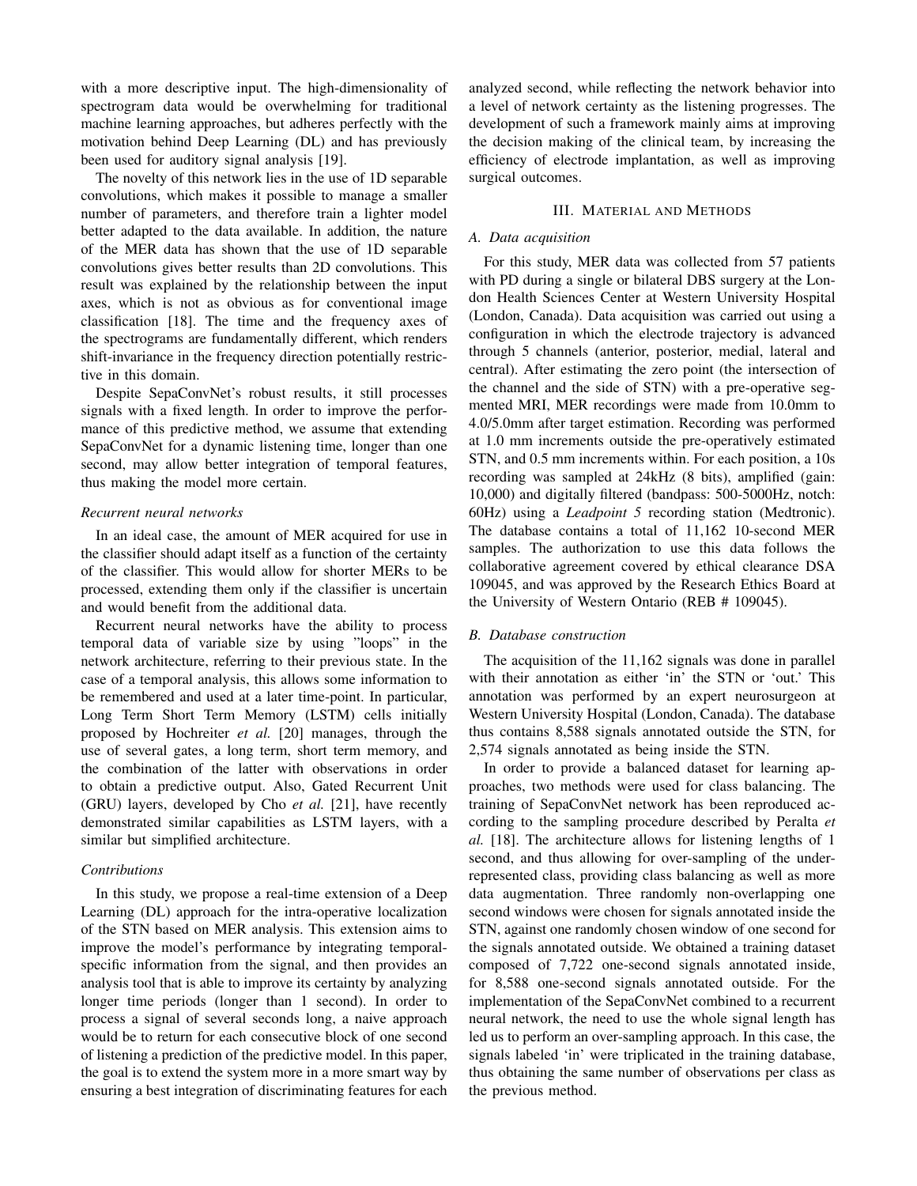with a more descriptive input. The high-dimensionality of spectrogram data would be overwhelming for traditional machine learning approaches, but adheres perfectly with the motivation behind Deep Learning (DL) and has previously been used for auditory signal analysis [19].

The novelty of this network lies in the use of 1D separable convolutions, which makes it possible to manage a smaller number of parameters, and therefore train a lighter model better adapted to the data available. In addition, the nature of the MER data has shown that the use of 1D separable convolutions gives better results than 2D convolutions. This result was explained by the relationship between the input axes, which is not as obvious as for conventional image classification [18]. The time and the frequency axes of the spectrograms are fundamentally different, which renders shift-invariance in the frequency direction potentially restrictive in this domain.

Despite SepaConvNet's robust results, it still processes signals with a fixed length. In order to improve the performance of this predictive method, we assume that extending SepaConvNet for a dynamic listening time, longer than one second, may allow better integration of temporal features, thus making the model more certain.

### *Recurrent neural networks*

In an ideal case, the amount of MER acquired for use in the classifier should adapt itself as a function of the certainty of the classifier. This would allow for shorter MERs to be processed, extending them only if the classifier is uncertain and would benefit from the additional data.

Recurrent neural networks have the ability to process temporal data of variable size by using "loops" in the network architecture, referring to their previous state. In the case of a temporal analysis, this allows some information to be remembered and used at a later time-point. In particular, Long Term Short Term Memory (LSTM) cells initially proposed by Hochreiter *et al.* [20] manages, through the use of several gates, a long term, short term memory, and the combination of the latter with observations in order to obtain a predictive output. Also, Gated Recurrent Unit (GRU) layers, developed by Cho *et al.* [21], have recently demonstrated similar capabilities as LSTM layers, with a similar but simplified architecture.

### *Contributions*

In this study, we propose a real-time extension of a Deep Learning (DL) approach for the intra-operative localization of the STN based on MER analysis. This extension aims to improve the model's performance by integrating temporal-specific information from the signal, and then provides an analysis tool that is able to improve its certainty by analyzing longer time periods (longer than 1 second). In order to process a signal of several seconds long, a naive approach would be to return for each consecutive block of one second of listening a prediction of the predictive model. In this paper, the goal is to extend the system more in a more smart way by ensuring a best integration of discriminating features for each analyzed second, while reflecting the network behavior into a level of network certainty as the listening progresses. The development of such a framework mainly aims at improving the decision making of the clinical team, by increasing the efficiency of electrode implantation, as well as improving surgical outcomes.

## III. Material and Methods

### *A. Data acquisition*

For this study, MER data was collected from 57 patients with PD during a single or bilateral DBS surgery at the London Health Sciences Center at Western University Hospital (London, Canada). Data acquisition was carried out using a configuration in which the electrode trajectory is advanced through 5 channels (anterior, posterior, medial, lateral and central). After estimating the zero point (the intersection of the channel and the side of STN) with a pre-operative segmented MRI, MER recordings were made from 10.0mm to 4.0/5.0mm after target estimation. Recording was performed at 1.0 mm increments outside the pre-operatively estimated STN, and 0.5 mm increments within. For each position, a 10s recording was sampled at 24kHz (8 bits), amplified (gain: 10,000) and digitally filtered (bandpass: 500-5000Hz, notch: 60Hz) using a *Leadpoint 5* recording station (Medtronic). The database contains a total of 11,162 10-second MER samples. The authorization to use this data follows the collaborative agreement covered by ethical clearance DSA 109045, and was approved by the Research Ethics Board at the University of Western Ontario (REB # 109045).

### *B. Database construction*

The acquisition of the 11,162 signals was done in parallel with their annotation as either 'in' the STN or 'out.' This annotation was performed by an expert neurosurgeon at Western University Hospital (London, Canada). The database thus contains 8,588 signals annotated outside the STN, for 2,574 signals annotated as being inside the STN.

In order to provide a balanced dataset for learning approaches, two methods were used for class balancing. The training of SepaConvNet network has been reproduced according to the sampling procedure described by Peralta *et al.* [18]. The architecture allows for listening lengths of 1 second, and thus allowing for over-sampling of the under-represented class, providing class balancing as well as more data augmentation. Three randomly non-overlapping one second windows were chosen for signals annotated inside the STN, against one randomly chosen window of one second for the signals annotated outside. We obtained a training dataset composed of 7,722 one-second signals annotated inside, for 8,588 one-second signals annotated outside. For the implementation of the SepaConvNet combined to a recurrent neural network, the need to use the whole signal length has led us to perform an over-sampling approach. In this case, the signals labeled 'in' were triplicated in the training database, thus obtaining the same number of observations per class as the previous method.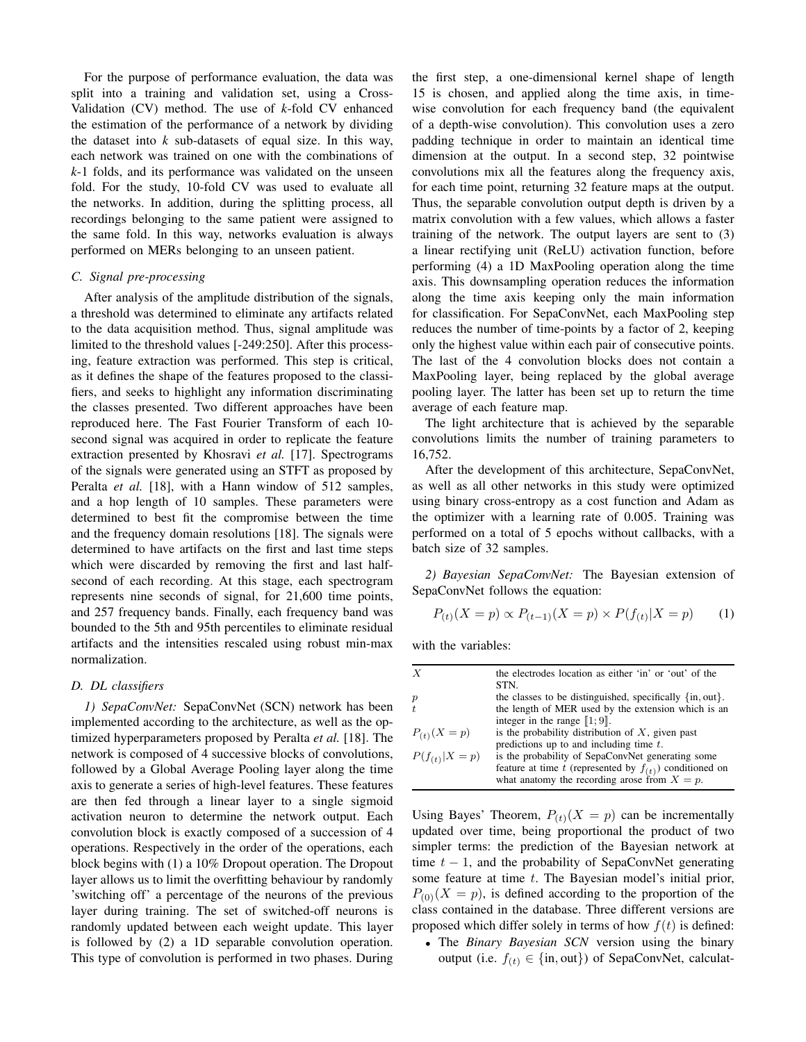For the purpose of performance evaluation, the data was split into a training and validation set, using a Cross-Validation (CV) method. The use of *k*-fold CV enhanced the estimation of the performance of a network by dividing the dataset into *k* sub-datasets of equal size. In this way, each network was trained on one with the combinations of *k*-1 folds, and its performance was validated on the unseen fold. For the study, 10-fold CV was used to evaluate all the networks. In addition, during the splitting process, all recordings belonging to the same patient were assigned to the same fold. In this way, networks evaluation is always performed on MERs belonging to an unseen patient.

### C. Signal pre-processing

After analysis of the amplitude distribution of the signals, a threshold was determined to eliminate any artifacts related to the data acquisition method. Thus, signal amplitude was limited to the threshold values [-249:250]. After this processing, feature extraction was performed. This step is critical, as it defines the shape of the features proposed to the classifiers, and seeks to highlight any information discriminating the classes presented. Two different approaches have been reproduced here. The Fast Fourier Transform of each 10-second signal was acquired in order to replicate the feature extraction presented by Khosravi *et al.* [17]. Spectrograms of the signals were generated using an STFT as proposed by Peralta *et al.* [18], with a Hann window of 512 samples, and a hop length of 10 samples. These parameters were determined to best fit the compromise between the time and the frequency domain resolutions [18]. The signals were determined to have artifacts on the first and last time steps which were discarded by removing the first and last half-second of each recording. At this stage, each spectrogram represents nine seconds of signal, for 21,600 time points, and 257 frequency bands. Finally, each frequency band was bounded to the 5th and 95th percentiles to eliminate residual artifacts and the intensities rescaled using robust min-max normalization.

### D. DL classifiers

*1) SepaConvNet:* SepaConvNet (SCN) network has been implemented according to the architecture, as well as the optimized hyperparameters proposed by Peralta *et al.* [18]. The network is composed of 4 successive blocks of convolutions, followed by a Global Average Pooling layer along the time axis to generate a series of high-level features. These features are then fed through a linear layer to a single sigmoid activation neuron to determine the network output. Each convolution block is exactly composed of a succession of 4 operations. Respectively in the order of the operations, each block begins with (1) a 10% Dropout operation. The Dropout layer allows us to limit the overfitting behaviour by randomly 'switching off' a percentage of the neurons of the previous layer during training. The set of switched-off neurons is randomly updated between each weight update. This layer is followed by (2) a 1D separable convolution operation. This type of convolution is performed in two phases. During the first step, a one-dimensional kernel shape of length 15 is chosen, and applied along the time axis, in time-wise convolution for each frequency band (the equivalent of a depth-wise convolution). This convolution uses a zero padding technique in order to maintain an identical time dimension at the output. In a second step, 32 pointwise convolutions mix all the features along the frequency axis, for each time point, returning 32 feature maps at the output. Thus, the separable convolution output depth is driven by a matrix convolution with a few values, which allows a faster training of the network. The output layers are sent to (3) a linear rectifying unit (ReLU) activation function, before performing (4) a 1D MaxPooling operation along the time axis. This downsampling operation reduces the information along the time axis keeping only the main information for classification. For SepaConvNet, each MaxPooling step reduces the number of time-points by a factor of 2, keeping only the highest value within each pair of consecutive points. The last of the 4 convolution blocks does not contain a MaxPooling layer, being replaced by the global average pooling layer. The latter has been set up to return the time average of each feature map.

The light architecture that is achieved by the separable convolutions limits the number of training parameters to 16,752.

After the development of this architecture, SepaConvNet, as well as all other networks in this study were optimized using binary cross-entropy as a cost function and Adam as the optimizer with a learning rate of 0.005. Training was performed on a total of 5 epochs without callbacks, with a batch size of 32 samples.

*2) Bayesian SepaConvNet:* The Bayesian extension of SepaConvNet follows the equation:

$$P_{(t)}(X = p) \propto P_{(t-1)}(X = p) \times P(f_{(t)}|X = p) \quad (1)$$

with the variables:

| | |
|---|---|
| $X$ | the electrodes location as either 'in' or 'out' of the STN. |
| $p$ | the classes to be distinguished, specifically $\{\text{in}, \text{out}\}$. |
| $t$ | the length of MER used by the extension which is an integer in the range $[\![1; 9]\!]$. |
| $P_{(t)}(X = p)$ | is the probability distribution of $X$, given past predictions up to and including time $t$. |
| $P(f_{(t)}\|X = p)$ | is the probability of SepaConvNet generating some feature at time $t$ (represented by $f_{(t)}$) conditioned on what anatomy the recording arose from $X = p$. |

Using Bayes' Theorem, $P_{(t)}(X = p)$ can be incrementally updated over time, being proportional the product of two simpler terms: the prediction of the Bayesian network at time $t - 1$, and the probability of SepaConvNet generating some feature at time $t$. The Bayesian model's initial prior, $P_{(0)}(X = p)$, is defined according to the proportion of the class contained in the database. Three different versions are proposed which differ solely in terms of how $f(t)$ is defined:

- The *Binary Bayesian SCN* version using the binary output (i.e. $f_{(t)} \in \{\text{in}, \text{out}\}$) of SepaConvNet, calculat-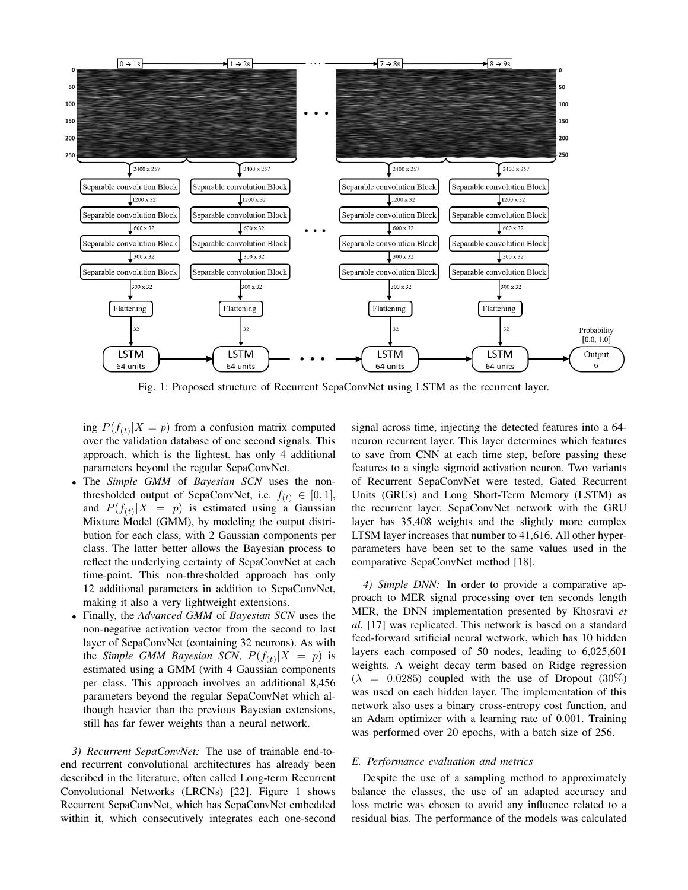Fig. 1: Proposed structure of Recurrent SepaConvNet using LSTM as the recurrent layer.

ing $P(f_{(t)}|X = p)$ from a confusion matrix computed over the validation database of one second signals. This approach, which is the lightest, has only 4 additional parameters beyond the regular SepaConvNet.

- The *Simple GMM* of *Bayesian SCN* uses the non-thresholded output of SepaConvNet, i.e. $f_{(t)} \in [0, 1]$, and $P(f_{(t)}|X = p)$ is estimated using a Gaussian Mixture Model (GMM), by modeling the output distribution for each class, with 2 Gaussian components per class. The latter better allows the Bayesian process to reflect the underlying certainty of SepaConvNet at each time-point. This non-thresholded approach has only 12 additional parameters in addition to SepaConvNet, making it also a very lightweight extensions.
- Finally, the *Advanced GMM* of *Bayesian SCN* uses the non-negative activation vector from the second to last layer of SepaConvNet (containing 32 neurons). As with the *Simple GMM Bayesian SCN*, $P(f_{(t)}|X = p)$ is estimated using a GMM (with 4 Gaussian components per class. This approach involves an additional 8,456 parameters beyond the regular SepaConvNet which although heavier than the previous Bayesian extensions, still has far fewer weights than a neural network.

*3) Recurrent SepaConvNet:* The use of trainable end-to-end recurrent convolutional architectures has already been described in the literature, often called Long-term Recurrent Convolutional Networks (LRCNs) [22]. Figure 1 shows Recurrent SepaConvNet, which has SepaConvNet embedded within it, which consecutively integrates each one-second signal across time, injecting the detected features into a 64-neuron recurrent layer. This layer determines which features to save from CNN at each time step, before passing these features to a single sigmoid activation neuron. Two variants of Recurrent SepaConvNet were tested, Gated Recurrent Units (GRUs) and Long Short-Term Memory (LSTM) as the recurrent layer. SepaConvNet network with the GRU layer has 35,408 weights and the slightly more complex LTSM layer increases that number to 41,616. All other hyper-parameters have been set to the same values used in the comparative SepaConvNet method [18].

*4) Simple DNN:* In order to provide a comparative approach to MER signal processing over ten seconds length MER, the DNN implementation presented by Khosravi *et al.* [17] was replicated. This network is based on a standard feed-forward srtificial neural wetwork, which has 10 hidden layers each composed of 50 nodes, leading to 6,025,601 weights. A weight decay term based on Ridge regression ($\lambda = 0.0285$) coupled with the use of Dropout (30%) was used on each hidden layer. The implementation of this network also uses a binary cross-entropy cost function, and an Adam optimizer with a learning rate of 0.001. Training was performed over 20 epochs, with a batch size of 256.

### E. Performance evaluation and metrics

Despite the use of a sampling method to approximately balance the classes, the use of an adapted accuracy and loss metric was chosen to avoid any influence related to a residual bias. The performance of the models was calculated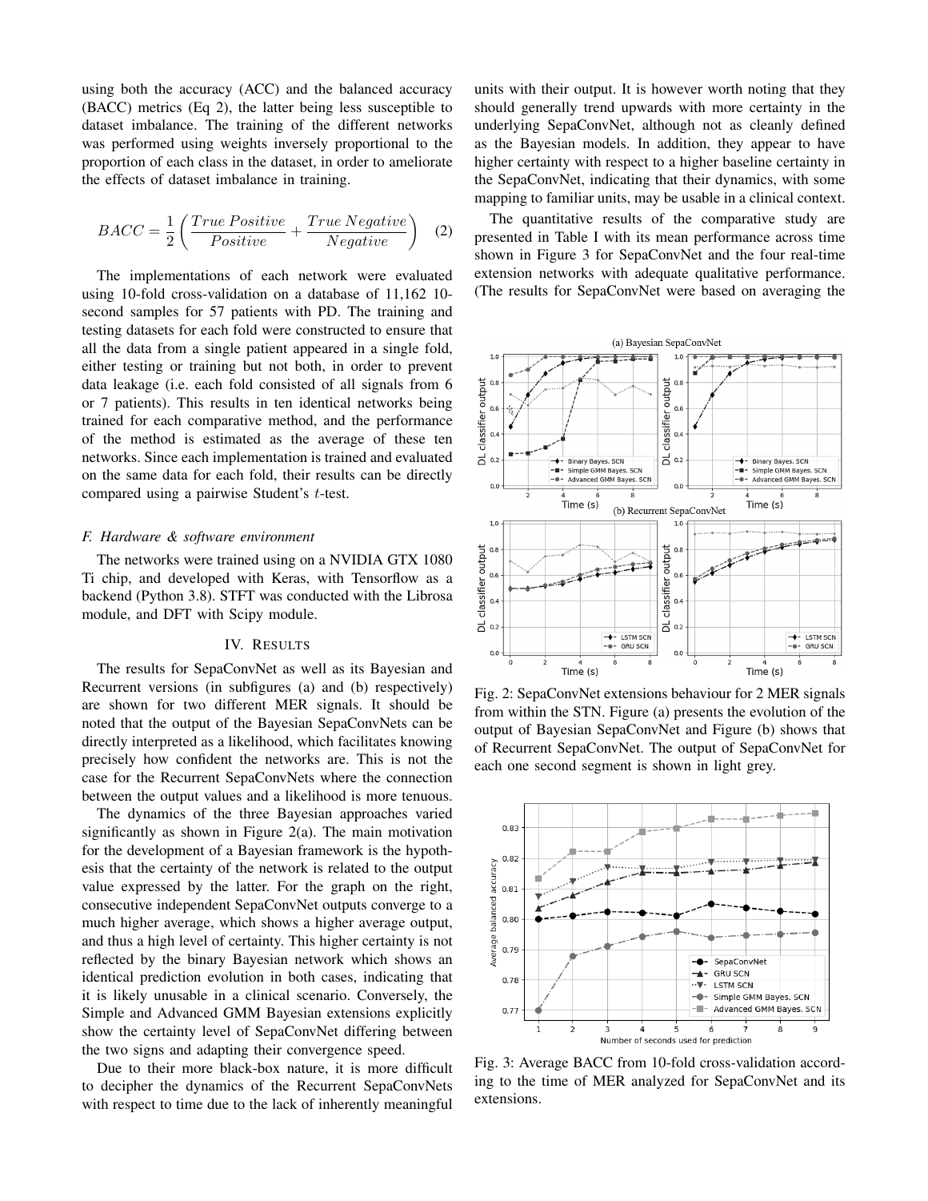using both the accuracy (ACC) and the balanced accuracy (BACC) metrics (Eq 2), the latter being less susceptible to dataset imbalance. The training of the different networks was performed using weights inversely proportional to the proportion of each class in the dataset, in order to ameliorate the effects of dataset imbalance in training.

$$BACC = \frac{1}{2}\left(\frac{True\ Positive}{Positive} + \frac{True\ Negative}{Negative}\right) \quad (2)$$

The implementations of each network were evaluated using 10-fold cross-validation on a database of 11,162 10-second samples for 57 patients with PD. The training and testing datasets for each fold were constructed to ensure that all the data from a single patient appeared in a single fold, either testing or training but not both, in order to prevent data leakage (i.e. each fold consisted of all signals from 6 or 7 patients). This results in ten identical networks being trained for each comparative method, and the performance of the method is estimated as the average of these ten networks. Since each implementation is trained and evaluated on the same data for each fold, their results can be directly compared using a pairwise Student's $t$-test.

### F. Hardware & software environment

The networks were trained using on a NVIDIA GTX 1080 Ti chip, and developed with Keras, with Tensorflow as a backend (Python 3.8). STFT was conducted with the Librosa module, and DFT with Scipy module.

## IV. Results

The results for SepaConvNet as well as its Bayesian and Recurrent versions (in subfigures (a) and (b) respectively) are shown for two different MER signals. It should be noted that the output of the Bayesian SepaConvNets can be directly interpreted as a likelihood, which facilitates knowing precisely how confident the networks are. This is not the case for the Recurrent SepaConvNets where the connection between the output values and a likelihood is more tenuous.

The dynamics of the three Bayesian approaches varied significantly as shown in Figure 2(a). The main motivation for the development of a Bayesian framework is the hypothesis that the certainty of the network is related to the output value expressed by the latter. For the graph on the right, consecutive independent SepaConvNet outputs converge to a much higher average, which shows a higher average output, and thus a high level of certainty. This higher certainty is not reflected by the binary Bayesian network which shows an identical prediction evolution in both cases, indicating that it is likely unusable in a clinical scenario. Conversely, the Simple and Advanced GMM Bayesian extensions explicitly show the certainty level of SepaConvNet differing between the two signs and adapting their convergence speed.

Due to their more black-box nature, it is more difficult to decipher the dynamics of the Recurrent SepaConvNets with respect to time due to the lack of inherently meaningful units with their output. It is however worth noting that they should generally trend upwards with more certainty in the underlying SepaConvNet, although not as cleanly defined as the Bayesian models. In addition, they appear to have higher certainty with respect to a higher baseline certainty in the SepaConvNet, indicating that their dynamics, with some mapping to familiar units, may be usable in a clinical context.

The quantitative results of the comparative study are presented in Table I with its mean performance across time shown in Figure 3 for SepaConvNet and the four real-time extension networks with adequate qualitative performance. (The results for SepaConvNet were based on averaging the

Fig. 2: SepaConvNet extensions behaviour for 2 MER signals from within the STN. Figure (a) presents the evolution of the output of Bayesian SepaConvNet and Figure (b) shows that of Recurrent SepaConvNet. The output of SepaConvNet for each one second segment is shown in light grey.

Fig. 3: Average BACC from 10-fold cross-validation according to the time of MER analyzed for SepaConvNet and its extensions.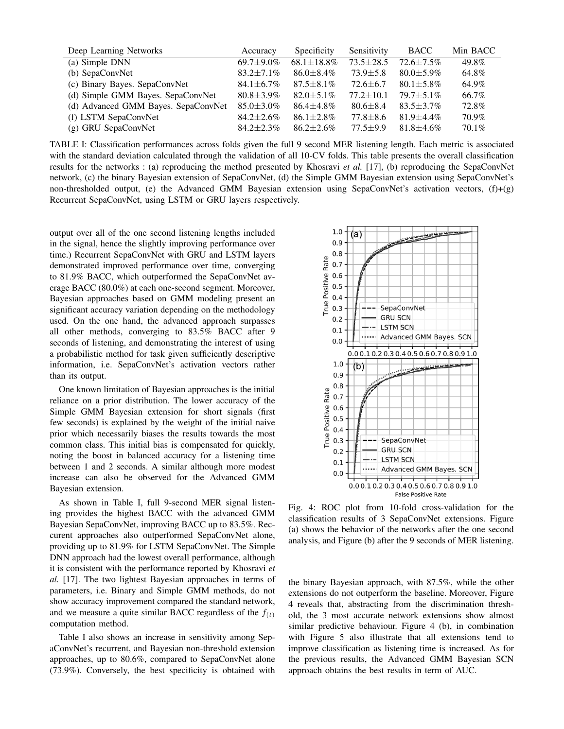| Deep Learning Networks | Accuracy | Specificity | Sensitivity | BACC | Min BACC |
|---|---|---|---|---|---|
| (a) Simple DNN | 69.7±9.0% | 68.1±18.8% | 73.5±28.5 | 72.6±7.5% | 49.8% |
| (b) SepaConvNet | 83.2±7.1% | 86.0±8.4% | 73.9±5.8 | 80.0±5.9% | 64.8% |
| (c) Binary Bayes. SepaConvNet | 84.1±6.7% | 87.5±8.1% | 72.6±6.7 | 80.1±5.8% | 64.9% |
| (d) Simple GMM Bayes. SepaConvNet | 80.8±3.9% | 82.0±5.1% | 77.2±10.1 | 79.7±5.1% | 66.7% |
| (d) Advanced GMM Bayes. SepaConvNet | 85.0±3.0% | 86.4±4.8% | 80.6±8.4 | 83.5±3.7% | 72.8% |
| (f) LSTM SepaConvNet | 84.2±2.6% | 86.1±2.8% | 77.8±8.6 | 81.9±4.4% | 70.9% |
| (g) GRU SepaConvNet | 84.2±2.3% | 86.2±2.6% | 77.5±9.9 | 81.8±4.6% | 70.1% |

TABLE I: Classification performances across folds given the full 9 second MER listening length. Each metric is associated with the standard deviation calculated through the validation of all 10-CV folds. This table presents the overall classification results for the networks : (a) reproducing the method presented by Khosravi *et al.* [17], (b) reproducing the SepaConvNet network, (c) the binary Bayesian extension of SepaConvNet, (d) the Simple GMM Bayesian extension using SepaConvNet's non-thresholded output, (e) the Advanced GMM Bayesian extension using SepaConvNet's activation vectors, (f)+(g) Recurrent SepaConvNet, using LSTM or GRU layers respectively.

output over all of the one second listening lengths included in the signal, hence the slightly improving performance over time.) Recurrent SepaConvNet with GRU and LSTM layers demonstrated improved performance over time, converging to 81.9% BACC, which outperformed the SepaConvNet average BACC (80.0%) at each one-second segment. Moreover, Bayesian approaches based on GMM modeling present an significant accuracy variation depending on the methodology used. On the one hand, the advanced approach surpasses all other methods, converging to 83.5% BACC after 9 seconds of listening, and demonstrating the interest of using a probabilistic method for task given sufficiently descriptive information, i.e. SepaConvNet's activation vectors rather than its output.

One known limitation of Bayesian approaches is the initial reliance on a prior distribution. The lower accuracy of the Simple GMM Bayesian extension for short signals (first few seconds) is explained by the weight of the initial naive prior which necessarily biases the results towards the most common class. This initial bias is compensated for quickly, noting the boost in balanced accuracy for a listening time between 1 and 2 seconds. A similar although more modest increase can also be observed for the Advanced GMM Bayesian extension.

As shown in Table I, full 9-second MER signal listening provides the highest BACC with the advanced GMM Bayesian SepaConvNet, improving BACC up to 83.5%. Reccurent approaches also outperformed SepaConvNet alone, providing up to 81.9% for LSTM SepaConvNet. The Simple DNN approach had the lowest overall performance, although it is consistent with the performance reported by Khosravi *et al.* [17]. The two lightest Bayesian approaches in terms of parameters, i.e. Binary and Simple GMM methods, do not show accuracy improvement compared the standard network, and we measure a quite similar BACC regardless of the $f_{(t)}$ computation method.

Table I also shows an increase in sensitivity among SepaConvNet's recurrent, and Bayesian non-threshold extension approaches, up to 80.6%, compared to SepaConvNet alone (73.9%). Conversely, the best specificity is obtained with the binary Bayesian approach, with 87.5%, while the other extensions do not outperform the baseline. Moreover, Figure 4 reveals that, abstracting from the discrimination threshold, the 3 most accurate network extensions show almost similar predictive behaviour. Figure 4 (b), in combination with Figure 5 also illustrate that all extensions tend to improve classification as listening time is increased. As for the previous results, the Advanced GMM Bayesian SCN approach obtains the best results in term of AUC.

Fig. 4: ROC plot from 10-fold cross-validation for the classification results of 3 SepaConvNet extensions. Figure (a) shows the behavior of the networks after the one second analysis, and Figure (b) after the 9 seconds of MER listening.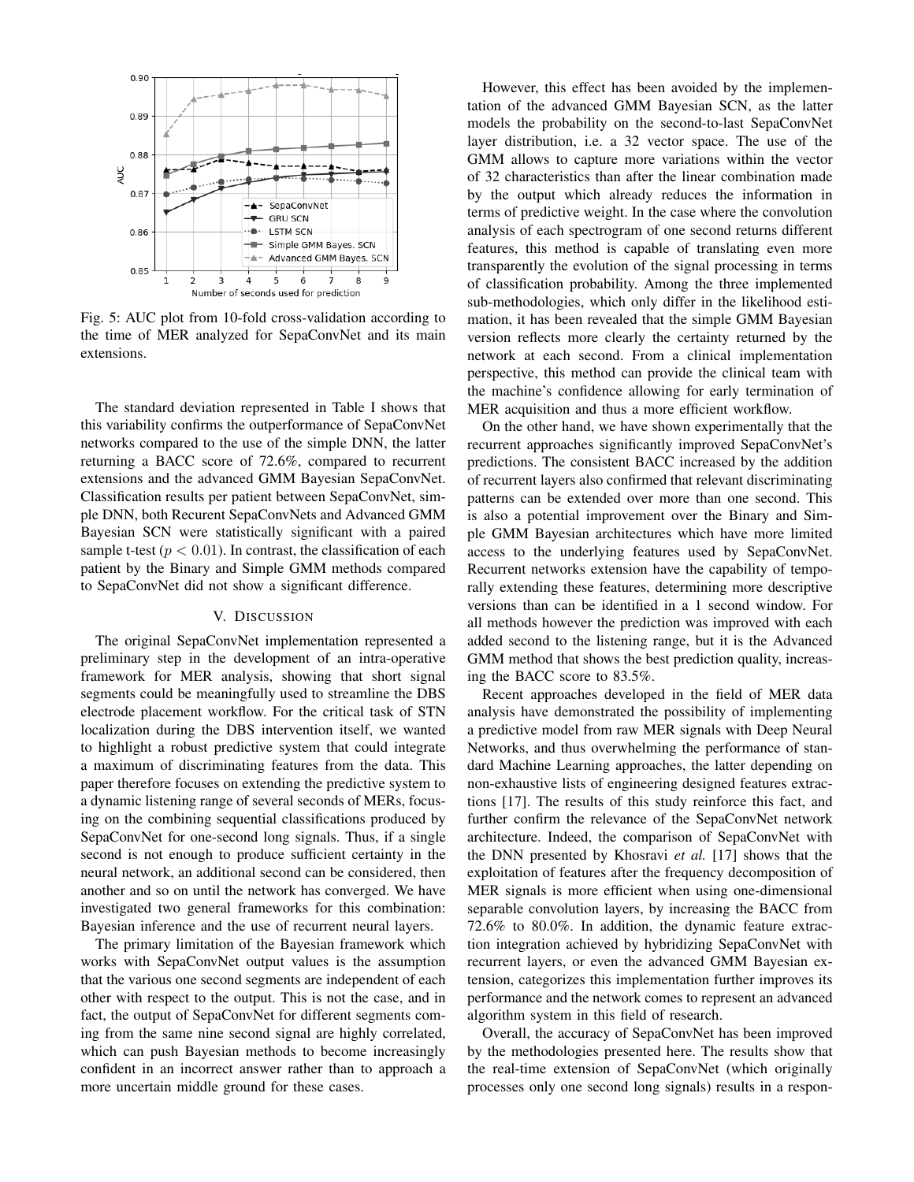Fig. 5: AUC plot from 10-fold cross-validation according to the time of MER analyzed for SepaConvNet and its main extensions.

The standard deviation represented in Table I shows that this variability confirms the outperformance of SepaConvNet networks compared to the use of the simple DNN, the latter returning a BACC score of 72.6%, compared to recurrent extensions and the advanced GMM Bayesian SepaConvNet. Classification results per patient between SepaConvNet, simple DNN, both Recurent SepaConvNets and Advanced GMM Bayesian SCN were statistically significant with a paired sample t-test ($p < 0.01$). In contrast, the classification of each patient by the Binary and Simple GMM methods compared to SepaConvNet did not show a significant difference.

## V. Discussion

The original SepaConvNet implementation represented a preliminary step in the development of an intra-operative framework for MER analysis, showing that short signal segments could be meaningfully used to streamline the DBS electrode placement workflow. For the critical task of STN localization during the DBS intervention itself, we wanted to highlight a robust predictive system that could integrate a maximum of discriminating features from the data. This paper therefore focuses on extending the predictive system to a dynamic listening range of several seconds of MERs, focusing on the combining sequential classifications produced by SepaConvNet for one-second long signals. Thus, if a single second is not enough to produce sufficient certainty in the neural network, an additional second can be considered, then another and so on until the network has converged. We have investigated two general frameworks for this combination: Bayesian inference and the use of recurrent neural layers.

The primary limitation of the Bayesian framework which works with SepaConvNet output values is the assumption that the various one second segments are independent of each other with respect to the output. This is not the case, and in fact, the output of SepaConvNet for different segments coming from the same nine second signal are highly correlated, which can push Bayesian methods to become increasingly confident in an incorrect answer rather than to approach a more uncertain middle ground for these cases.

However, this effect has been avoided by the implementation of the advanced GMM Bayesian SCN, as the latter models the probability on the second-to-last SepaConvNet layer distribution, i.e. a 32 vector space. The use of the GMM allows to capture more variations within the vector of 32 characteristics than after the linear combination made by the output which already reduces the information in terms of predictive weight. In the case where the convolution analysis of each spectrogram of one second returns different features, this method is capable of translating even more transparently the evolution of the signal processing in terms of classification probability. Among the three implemented sub-methodologies, which only differ in the likelihood estimation, it has been revealed that the simple GMM Bayesian version reflects more clearly the certainty returned by the network at each second. From a clinical implementation perspective, this method can provide the clinical team with the machine's confidence allowing for early termination of MER acquisition and thus a more efficient workflow.

On the other hand, we have shown experimentally that the recurrent approaches significantly improved SepaConvNet's predictions. The consistent BACC increased by the addition of recurrent layers also confirmed that relevant discriminating patterns can be extended over more than one second. This is also a potential improvement over the Binary and Simple GMM Bayesian architectures which have more limited access to the underlying features used by SepaConvNet. Recurrent networks extension have the capability of temporally extending these features, determining more descriptive versions than can be identified in a 1 second window. For all methods however the prediction was improved with each added second to the listening range, but it is the Advanced GMM method that shows the best prediction quality, increasing the BACC score to 83.5%.

Recent approaches developed in the field of MER data analysis have demonstrated the possibility of implementing a predictive model from raw MER signals with Deep Neural Networks, and thus overwhelming the performance of standard Machine Learning approaches, the latter depending on non-exhaustive lists of engineering designed features extractions [17]. The results of this study reinforce this fact, and further confirm the relevance of the SepaConvNet network architecture. Indeed, the comparison of SepaConvNet with the DNN presented by Khosravi *et al.* [17] shows that the exploitation of features after the frequency decomposition of MER signals is more efficient when using one-dimensional separable convolution layers, by increasing the BACC from 72.6% to 80.0%. In addition, the dynamic feature extraction integration achieved by hybridizing SepaConvNet with recurrent layers, or even the advanced GMM Bayesian extension, categorizes this implementation further improves its performance and the network comes to represent an advanced algorithm system in this field of research.

Overall, the accuracy of SepaConvNet has been improved by the methodologies presented here. The results show that the real-time extension of SepaConvNet (which originally processes only one second long signals) results in a respon-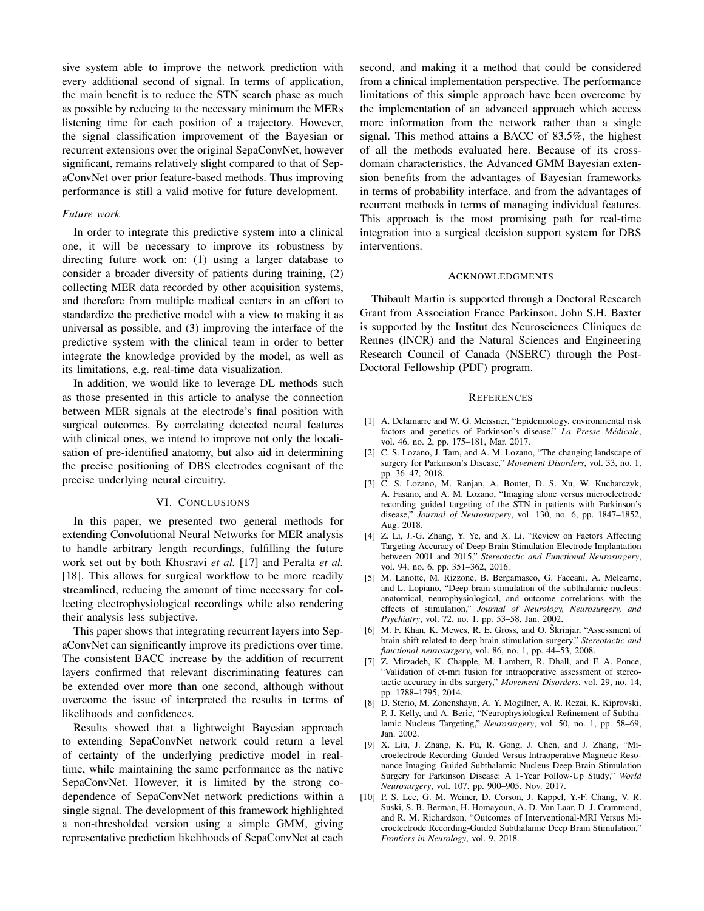sive system able to improve the network prediction with every additional second of signal. In terms of application, the main benefit is to reduce the STN search phase as much as possible by reducing to the necessary minimum the MERs listening time for each position of a trajectory. However, the signal classification improvement of the Bayesian or recurrent extensions over the original SepaConvNet, however significant, remains relatively slight compared to that of SepaConvNet over prior feature-based methods. Thus improving performance is still a valid motive for future development.

### *Future work*

In order to integrate this predictive system into a clinical one, it will be necessary to improve its robustness by directing future work on: (1) using a larger database to consider a broader diversity of patients during training, (2) collecting MER data recorded by other acquisition systems, and therefore from multiple medical centers in an effort to standardize the predictive model with a view to making it as universal as possible, and (3) improving the interface of the predictive system with the clinical team in order to better integrate the knowledge provided by the model, as well as its limitations, e.g. real-time data visualization.

In addition, we would like to leverage DL methods such as those presented in this article to analyse the connection between MER signals at the electrode's final position with surgical outcomes. By correlating detected neural features with clinical ones, we intend to improve not only the localisation of pre-identified anatomy, but also aid in determining the precise positioning of DBS electrodes cognisant of the precise underlying neural circuitry.

## VI. Conclusions

In this paper, we presented two general methods for extending Convolutional Neural Networks for MER analysis to handle arbitrary length recordings, fulfilling the future work set out by both Khosravi *et al.* [17] and Peralta *et al.* [18]. This allows for surgical workflow to be more readily streamlined, reducing the amount of time necessary for collecting electrophysiological recordings while also rendering their analysis less subjective.

This paper shows that integrating recurrent layers into SepaConvNet can significantly improve its predictions over time. The consistent BACC increase by the addition of recurrent layers confirmed that relevant discriminating features can be extended over more than one second, although without overcome the issue of interpreted the results in terms of likelihoods and confidences.

Results showed that a lightweight Bayesian approach to extending SepaConvNet network could return a level of certainty of the underlying predictive model in real-time, while maintaining the same performance as the native SepaConvNet. However, it is limited by the strong co-dependence of SepaConvNet network predictions within a single signal. The development of this framework highlighted a non-thresholded version using a simple GMM, giving representative prediction likelihoods of SepaConvNet at each second, and making it a method that could be considered from a clinical implementation perspective. The performance limitations of this simple approach have been overcome by the implementation of an advanced approach which access more information from the network rather than a single signal. This method attains a BACC of 83.5%, the highest of all the methods evaluated here. Because of its cross-domain characteristics, the Advanced GMM Bayesian extension benefits from the advantages of Bayesian frameworks in terms of probability interface, and from the advantages of recurrent methods in terms of managing individual features. This approach is the most promising path for real-time integration into a surgical decision support system for DBS interventions.

## Acknowledgments

Thibault Martin is supported through a Doctoral Research Grant from Association France Parkinson. John S.H. Baxter is supported by the Institut des Neurosciences Cliniques de Rennes (INCR) and the Natural Sciences and Engineering Research Council of Canada (NSERC) through the Post-Doctoral Fellowship (PDF) program.

## References

[1] A. Delamarre and W. G. Meissner, "Epidemiology, environmental risk factors and genetics of Parkinson's disease," *La Presse Médicale*, vol. 46, no. 2, pp. 175–181, Mar. 2017.

[2] C. S. Lozano, J. Tam, and A. M. Lozano, "The changing landscape of surgery for Parkinson's Disease," *Movement Disorders*, vol. 33, no. 1, pp. 36–47, 2018.

[3] C. S. Lozano, M. Ranjan, A. Boutet, D. S. Xu, W. Kucharczyk, A. Fasano, and A. M. Lozano, "Imaging alone versus microelectrode recording–guided targeting of the STN in patients with Parkinson's disease," *Journal of Neurosurgery*, vol. 130, no. 6, pp. 1847–1852, Aug. 2018.

[4] Z. Li, J.-G. Zhang, Y. Ye, and X. Li, "Review on Factors Affecting Targeting Accuracy of Deep Brain Stimulation Electrode Implantation between 2001 and 2015," *Stereotactic and Functional Neurosurgery*, vol. 94, no. 6, pp. 351–362, 2016.

[5] M. Lanotte, M. Rizzone, B. Bergamasco, G. Faccani, A. Melcarne, and L. Lopiano, "Deep brain stimulation of the subthalamic nucleus: anatomical, neurophysiological, and outcome correlations with the effects of stimulation," *Journal of Neurology, Neurosurgery, and Psychiatry*, vol. 72, no. 1, pp. 53–58, Jan. 2002.

[6] M. F. Khan, K. Mewes, R. E. Gross, and O. Škrinjar, "Assessment of brain shift related to deep brain stimulation surgery," *Stereotactic and functional neurosurgery*, vol. 86, no. 1, pp. 44–53, 2008.

[7] Z. Mirzadeh, K. Chapple, M. Lambert, R. Dhall, and F. A. Ponce, "Validation of ct-mri fusion for intraoperative assessment of stereotactic accuracy in dbs surgery," *Movement Disorders*, vol. 29, no. 14, pp. 1788–1795, 2014.

[8] D. Sterio, M. Zonenshayn, A. Y. Mogilner, A. R. Rezai, K. Kiprovski, P. J. Kelly, and A. Beric, "Neurophysiological Refinement of Subthalamic Nucleus Targeting," *Neurosurgery*, vol. 50, no. 1, pp. 58–69, Jan. 2002.

[9] X. Liu, J. Zhang, K. Fu, R. Gong, J. Chen, and J. Zhang, "Microelectrode Recording–Guided Versus Intraoperative Magnetic Resonance Imaging–Guided Subthalamic Nucleus Deep Brain Stimulation Surgery for Parkinson Disease: A 1-Year Follow-Up Study," *World Neurosurgery*, vol. 107, pp. 900–905, Nov. 2017.

[10] P. S. Lee, G. M. Weiner, D. Corson, J. Kappel, Y.-F. Chang, V. R. Suski, S. B. Berman, H. Homayoun, A. D. Van Laar, D. J. Crammond, and R. M. Richardson, "Outcomes of Interventional-MRI Versus Microelectrode Recording-Guided Subthalamic Deep Brain Stimulation," *Frontiers in Neurology*, vol. 9, 2018.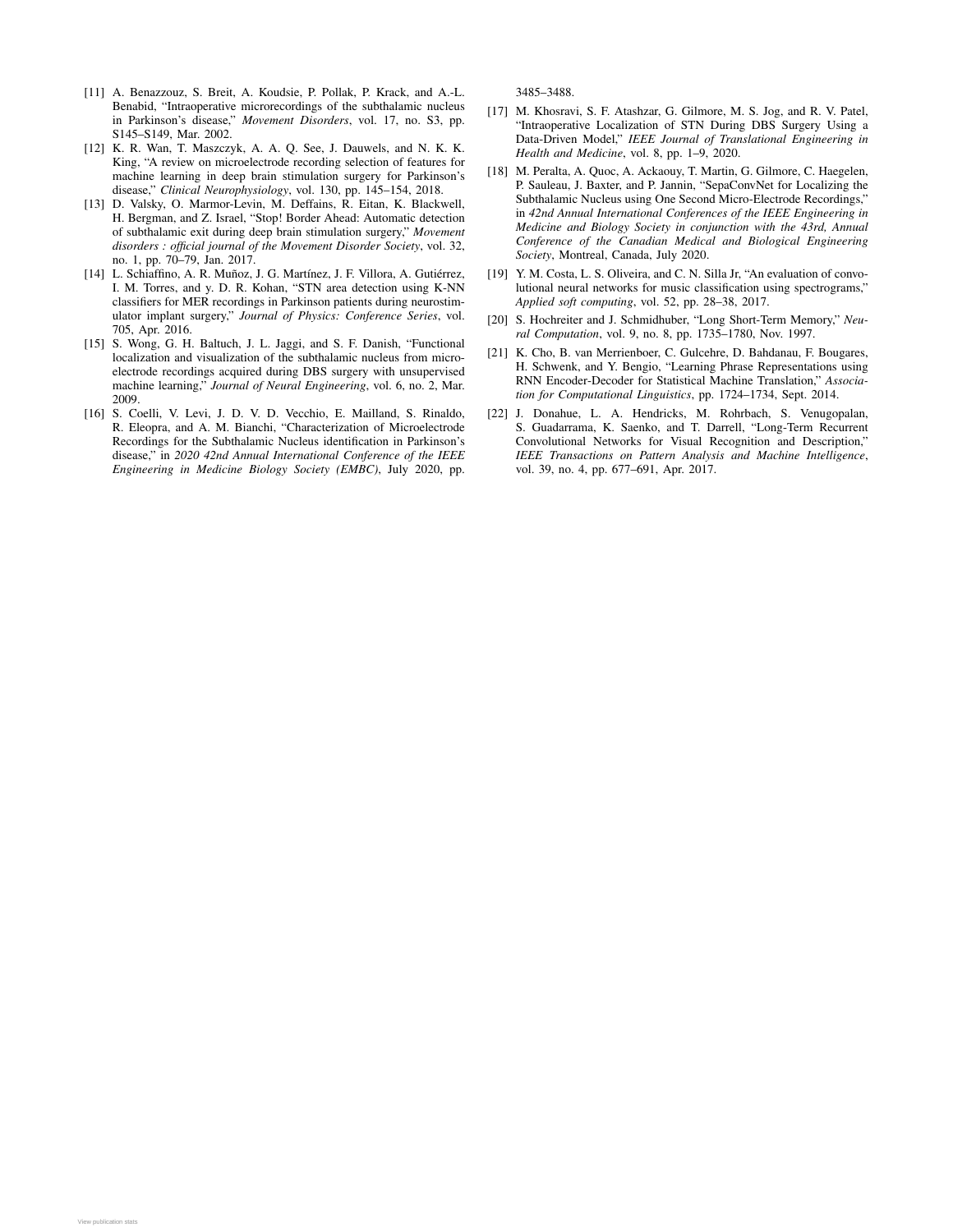[11] A. Benazzouz, S. Breit, A. Koudsie, P. Pollak, P. Krack, and A.-L. Benabid, "Intraoperative microrecordings of the subthalamic nucleus in Parkinson's disease," *Movement Disorders*, vol. 17, no. S3, pp. S145–S149, Mar. 2002.

[12] K. R. Wan, T. Maszczyk, A. A. Q. See, J. Dauwels, and N. K. K. King, "A review on microelectrode recording selection of features for machine learning in deep brain stimulation surgery for Parkinson's disease," *Clinical Neurophysiology*, vol. 130, pp. 145–154, 2018.

[13] D. Valsky, O. Marmor-Levin, M. Deffains, R. Eitan, K. Blackwell, H. Bergman, and Z. Israel, "Stop! Border Ahead: Automatic detection of subthalamic exit during deep brain stimulation surgery," *Movement disorders : official journal of the Movement Disorder Society*, vol. 32, no. 1, pp. 70–79, Jan. 2017.

[14] L. Schiaffino, A. R. Muñoz, J. G. Martínez, J. F. Villora, A. Gutiérrez, I. M. Torres, and y. D. R. Kohan, "STN area detection using K-NN classifiers for MER recordings in Parkinson patients during neurostimulator implant surgery," *Journal of Physics: Conference Series*, vol. 705, Apr. 2016.

[15] S. Wong, G. H. Baltuch, J. L. Jaggi, and S. F. Danish, "Functional localization and visualization of the subthalamic nucleus from microelectrode recordings acquired during DBS surgery with unsupervised machine learning," *Journal of Neural Engineering*, vol. 6, no. 2, Mar. 2009.

[16] S. Coelli, V. Levi, J. D. V. D. Vecchio, E. Mailland, S. Rinaldo, R. Eleopra, and A. M. Bianchi, "Characterization of Microelectrode Recordings for the Subthalamic Nucleus identification in Parkinson's disease," in *2020 42nd Annual International Conference of the IEEE Engineering in Medicine Biology Society (EMBC)*, July 2020, pp. 3485–3488.

[17] M. Khosravi, S. F. Atashzar, G. Gilmore, M. S. Jog, and R. V. Patel, "Intraoperative Localization of STN During DBS Surgery Using a Data-Driven Model," *IEEE Journal of Translational Engineering in Health and Medicine*, vol. 8, pp. 1–9, 2020.

[18] M. Peralta, A. Quoc, A. Ackaouy, T. Martin, G. Gilmore, C. Haegelen, P. Sauleau, J. Baxter, and P. Jannin, "SepaConvNet for Localizing the Subthalamic Nucleus using One Second Micro-Electrode Recordings," in *42nd Annual International Conferences of the IEEE Engineering in Medicine and Biology Society in conjunction with the 43rd, Annual Conference of the Canadian Medical and Biological Engineering Society*, Montreal, Canada, July 2020.

[19] Y. M. Costa, L. S. Oliveira, and C. N. Silla Jr, "An evaluation of convolutional neural networks for music classification using spectrograms," *Applied soft computing*, vol. 52, pp. 28–38, 2017.

[20] S. Hochreiter and J. Schmidhuber, "Long Short-Term Memory," *Neural Computation*, vol. 9, no. 8, pp. 1735–1780, Nov. 1997.

[21] K. Cho, B. van Merrienboer, C. Gulcehre, D. Bahdanau, F. Bougares, H. Schwenk, and Y. Bengio, "Learning Phrase Representations using RNN Encoder-Decoder for Statistical Machine Translation," *Association for Computational Linguistics*, pp. 1724–1734, Sept. 2014.

[22] J. Donahue, L. A. Hendricks, M. Rohrbach, S. Venugopalan, S. Guadarrama, K. Saenko, and T. Darrell, "Long-Term Recurrent Convolutional Networks for Visual Recognition and Description," *IEEE Transactions on Pattern Analysis and Machine Intelligence*, vol. 39, no. 4, pp. 677–691, Apr. 2017.